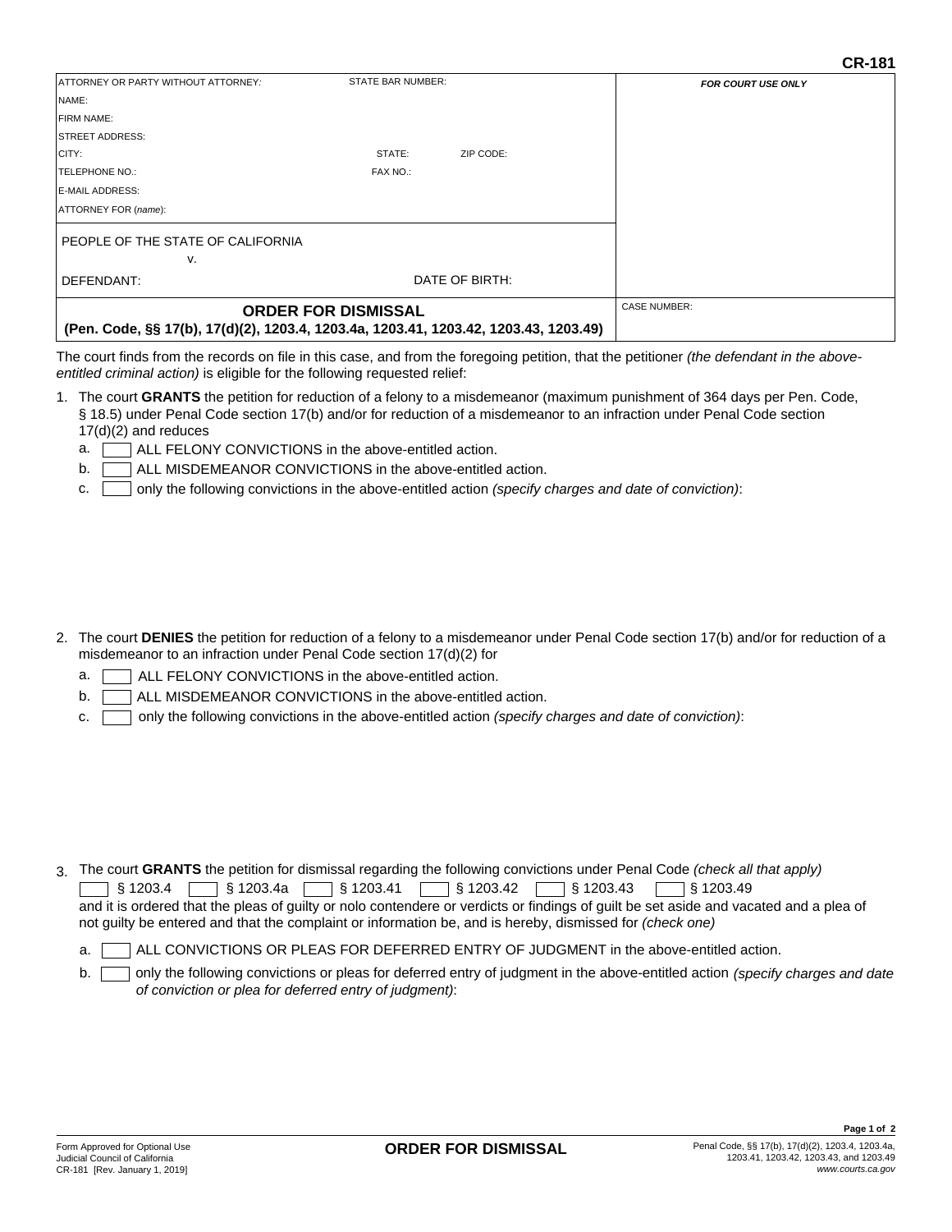CR-181

| ATTORNEY OR PARTY WITHOUT ATTORNEY: | STATE BAR NUMBER: | | FOR COURT USE ONLY |
|---|---|---|---|
| NAME: | | | |
| FIRM NAME: | | | |
| STREET ADDRESS: | | | |
| CITY: | STATE: | ZIP CODE: | |
| TELEPHONE NO.: | FAX NO.: | | |
| E-MAIL ADDRESS: | | | |
| ATTORNEY FOR (*name*): | | | |
| PEOPLE OF THE STATE OF CALIFORNIA v. | | | |
| DEFENDANT: | DATE OF BIRTH: | | |
| **ORDER FOR DISMISSAL (Pen. Code, §§ 17(b), 17(d)(2), 1203.4, 1203.4a, 1203.41, 1203.42, 1203.43, 1203.49)** | | | CASE NUMBER: |

The court finds from the records on file in this case, and from the foregoing petition, that the petitioner *(the defendant in the above-entitled criminal action)* is eligible for the following requested relief:

1. The court **GRANTS** the petition for reduction of a felony to a misdemeanor (maximum punishment of 364 days per Pen. Code, § 18.5) under Penal Code section 17(b) and/or for reduction of a misdemeanor to an infraction under Penal Code section 17(d)(2) and reduces
   - a. ☐ ALL FELONY CONVICTIONS in the above-entitled action.
   - b. ☐ ALL MISDEMEANOR CONVICTIONS in the above-entitled action.
   - c. ☐ only the following convictions in the above-entitled action *(specify charges and date of conviction)*:

2. The court **DENIES** the petition for reduction of a felony to a misdemeanor under Penal Code section 17(b) and/or for reduction of a misdemeanor to an infraction under Penal Code section 17(d)(2) for
   - a. ☐ ALL FELONY CONVICTIONS in the above-entitled action.
   - b. ☐ ALL MISDEMEANOR CONVICTIONS in the above-entitled action.
   - c. ☐ only the following convictions in the above-entitled action *(specify charges and date of conviction)*:

3. The court **GRANTS** the petition for dismissal regarding the following convictions under Penal Code *(check all that apply)*
   ☐ § 1203.4 ☐ § 1203.4a ☐ § 1203.41 ☐ § 1203.42 ☐ § 1203.43 ☐ § 1203.49
   and it is ordered that the pleas of guilty or nolo contendere or verdicts or findings of guilt be set aside and vacated and a plea of not guilty be entered and that the complaint or information be, and is hereby, dismissed for *(check one)*
   - a. ☐ ALL CONVICTIONS OR PLEAS FOR DEFERRED ENTRY OF JUDGMENT in the above-entitled action.
   - b. ☐ only the following convictions or pleas for deferred entry of judgment in the above-entitled action *(specify charges and date of conviction or plea for deferred entry of judgment)*:

Form Approved for Optional Use
Judicial Council of California
CR-181 [Rev. January 1, 2019]

**ORDER FOR DISMISSAL**

Penal Code, §§ 17(b), 17(d)(2), 1203.4, 1203.4a, 1203.41, 1203.42, 1203.43, and 1203.49
*www.courts.ca.gov*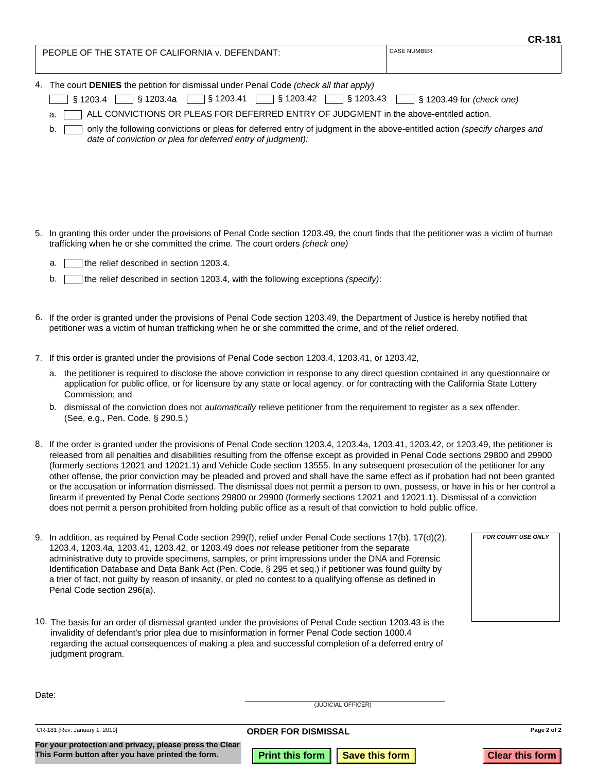| PEOPLE OF THE STATE OF CALIFORNIA v. DEFENDANT: | CASE NUMBER: |
|---|---|
| | |

4. The court **DENIES** the petition for dismissal under Penal Code *(check all that apply)*

   ☐ § 1203.4 ☐ § 1203.4a ☐ § 1203.41 ☐ § 1203.42 ☐ § 1203.43 ☐ § 1203.49 for *(check one)*

   a. ☐ ALL CONVICTIONS OR PLEAS FOR DEFERRED ENTRY OF JUDGMENT in the above-entitled action.

   b. ☐ only the following convictions or pleas for deferred entry of judgment in the above-entitled action *(specify charges and date of conviction or plea for deferred entry of judgment):*

5. In granting this order under the provisions of Penal Code section 1203.49, the court finds that the petitioner was a victim of human trafficking when he or she committed the crime. The court orders *(check one)*

   a. ☐ the relief described in section 1203.4.

   b. ☐ the relief described in section 1203.4, with the following exceptions *(specify)*:

6. If the order is granted under the provisions of Penal Code section 1203.49, the Department of Justice is hereby notified that petitioner was a victim of human trafficking when he or she committed the crime, and of the relief ordered.

7. If this order is granted under the provisions of Penal Code section 1203.4, 1203.41, or 1203.42,

   a. the petitioner is required to disclose the above conviction in response to any direct question contained in any questionnaire or application for public office, or for licensure by any state or local agency, or for contracting with the California State Lottery Commission; and

   b. dismissal of the conviction does not *automatically* relieve petitioner from the requirement to register as a sex offender. (See, e.g., Pen. Code, § 290.5.)

8. If the order is granted under the provisions of Penal Code section 1203.4, 1203.4a, 1203.41, 1203.42, or 1203.49, the petitioner is released from all penalties and disabilities resulting from the offense except as provided in Penal Code sections 29800 and 29900 (formerly sections 12021 and 12021.1) and Vehicle Code section 13555. In any subsequent prosecution of the petitioner for any other offense, the prior conviction may be pleaded and proved and shall have the same effect as if probation had not been granted or the accusation or information dismissed. The dismissal does not permit a person to own, possess, or have in his or her control a firearm if prevented by Penal Code sections 29800 or 29900 (formerly sections 12021 and 12021.1). Dismissal of a conviction does not permit a person prohibited from holding public office as a result of that conviction to hold public office.

9. In addition, as required by Penal Code section 299(f), relief under Penal Code sections 17(b), 17(d)(2), 1203.4, 1203.4a, 1203.41, 1203.42, or 1203.49 does *not* release petitioner from the separate administrative duty to provide specimens, samples, or print impressions under the DNA and Forensic Identification Database and Data Bank Act (Pen. Code, § 295 et seq.) if petitioner was found guilty by a trier of fact, not guilty by reason of insanity, or pled no contest to a qualifying offense as defined in Penal Code section 296(a).

*FOR COURT USE ONLY*

10. The basis for an order of dismissal granted under the provisions of Penal Code section 1203.43 is the invalidity of defendant's prior plea due to misinformation in former Penal Code section 1000.4 regarding the actual consequences of making a plea and successful completion of a deferred entry of judgment program.

Date:

\_\_\_\_\_\_\_\_\_\_\_\_\_\_\_\_\_\_\_\_\_\_\_\_\_\_\_\_\_\_
(JUDICIAL OFFICER)

CR-181 [Rev. January 1, 2019]

**ORDER FOR DISMISSAL**

**For your protection and privacy, please press the Clear This Form button after you have printed the form.**

Print this form | Save this form | Clear this form